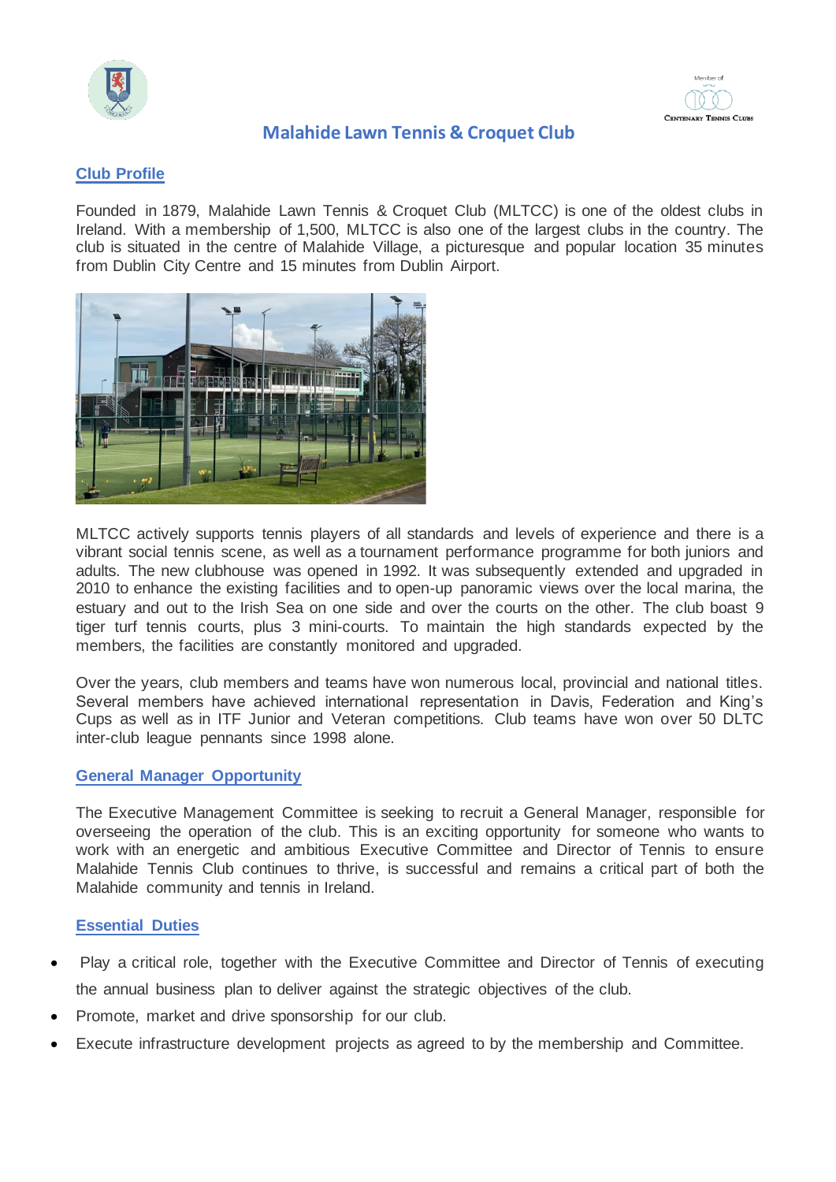# Malahide Lawn Tennis & Croquet Club

## Club Profile

Founded in 1879, Malahide Lawn Tennis & Croquet Club (MLTCC) is one of the oldest clubs in Ireland. With a membership of 1,500, MLTCC is also one of the largest clubs in the country. The club is situated in the centre of Malahide Village, a picturesque and popular location 35 minutes from Dublin City Centre and 15 minutes from Dublin Airport.

MLTCC actively supports tennis players of all standards and levels of experience and there is a vibrant social tennis scene, as well as a tournament performance programme for both juniors and adults. The new clubhouse was opened in 1992. It was subsequently extended and upgraded in 2010 to enhance the existing facilities and to open-up panoramic views over the local marina, the estuary and out to the Irish Sea on one side and over the courts on the other. The club boast 9 tiger turf tennis courts, plus 3 mini-courts. To maintain the high standards expected by the members, the facilities are constantly monitored and upgraded.

Over the years, club members and teams have won numerous local, provincial and national titles. Several members have achieved international representation in Davis, Federation and King's Cups as well as in ITF Junior and Veteran competitions. Club teams have won over 50 DLTC inter-club league pennants since 1998 alone.

## General Manager Opportunity

The Executive Management Committee is seeking to recruit a General Manager, responsible for overseeing the operation of the club. This is an exciting opportunity for someone who wants to work with an energetic and ambitious Executive Committee and Director of Tennis to ensure Malahide Tennis Club continues to thrive, is successful and remains a critical part of both the Malahide community and tennis in Ireland.

## Essential Duties

- Play a critical role, together with the Executive Committee and Director of Tennis of executing the annual business plan to deliver against the strategic objectives of the club.
- Promote, market and drive sponsorship for our club.
- Execute infrastructure development projects as agreed to by the membership and Committee.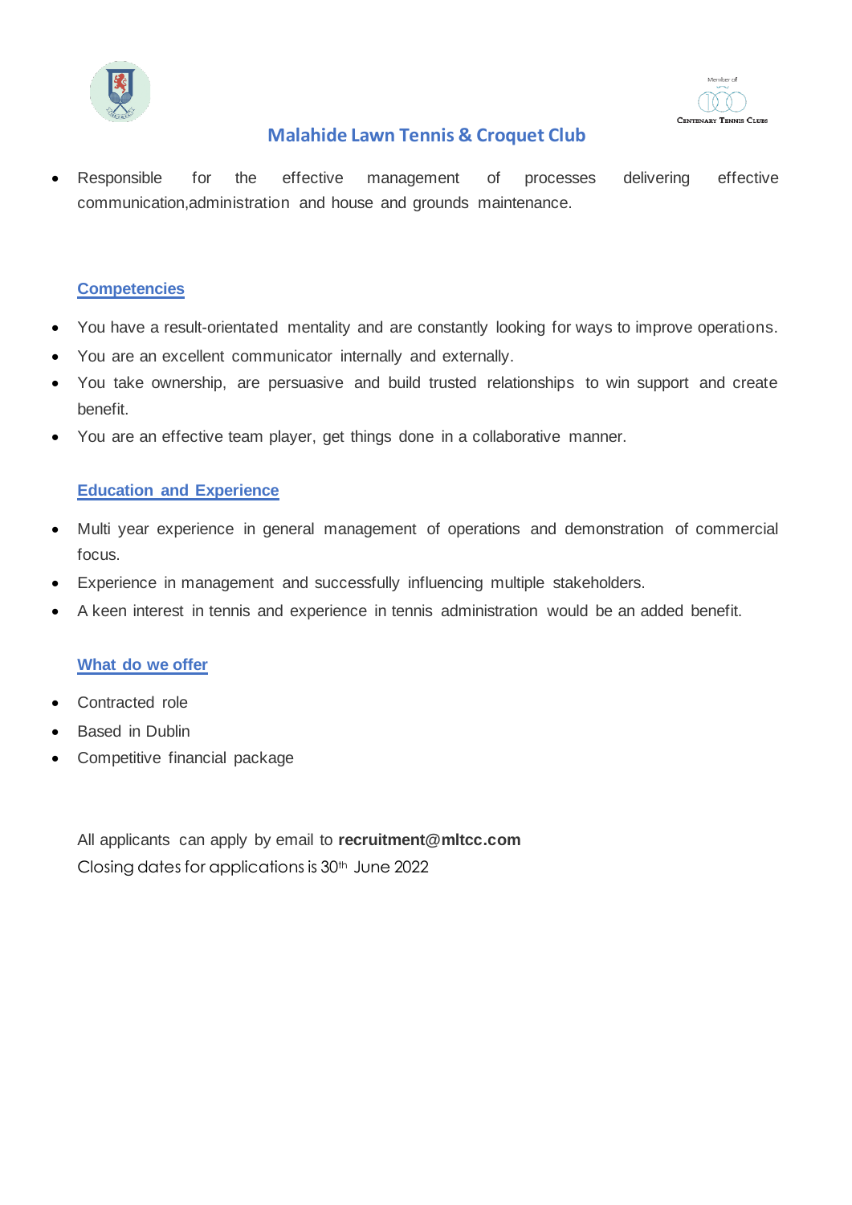## Malahide Lawn Tennis & Croquet Club

- Responsible for the effective management of processes delivering effective communication,administration and house and grounds maintenance.

### Competencies

- You have a result-orientated mentality and are constantly looking for ways to improve operations.
- You are an excellent communicator internally and externally.
- You take ownership, are persuasive and build trusted relationships to win support and create benefit.
- You are an effective team player, get things done in a collaborative manner.

### Education and Experience

- Multi year experience in general management of operations and demonstration of commercial focus.
- Experience in management and successfully influencing multiple stakeholders.
- A keen interest in tennis and experience in tennis administration would be an added benefit.

### What do we offer

- Contracted role
- Based in Dublin
- Competitive financial package

All applicants can apply by email to **recruitment@mltcc.com**
Closing dates for applications is 30th June 2022